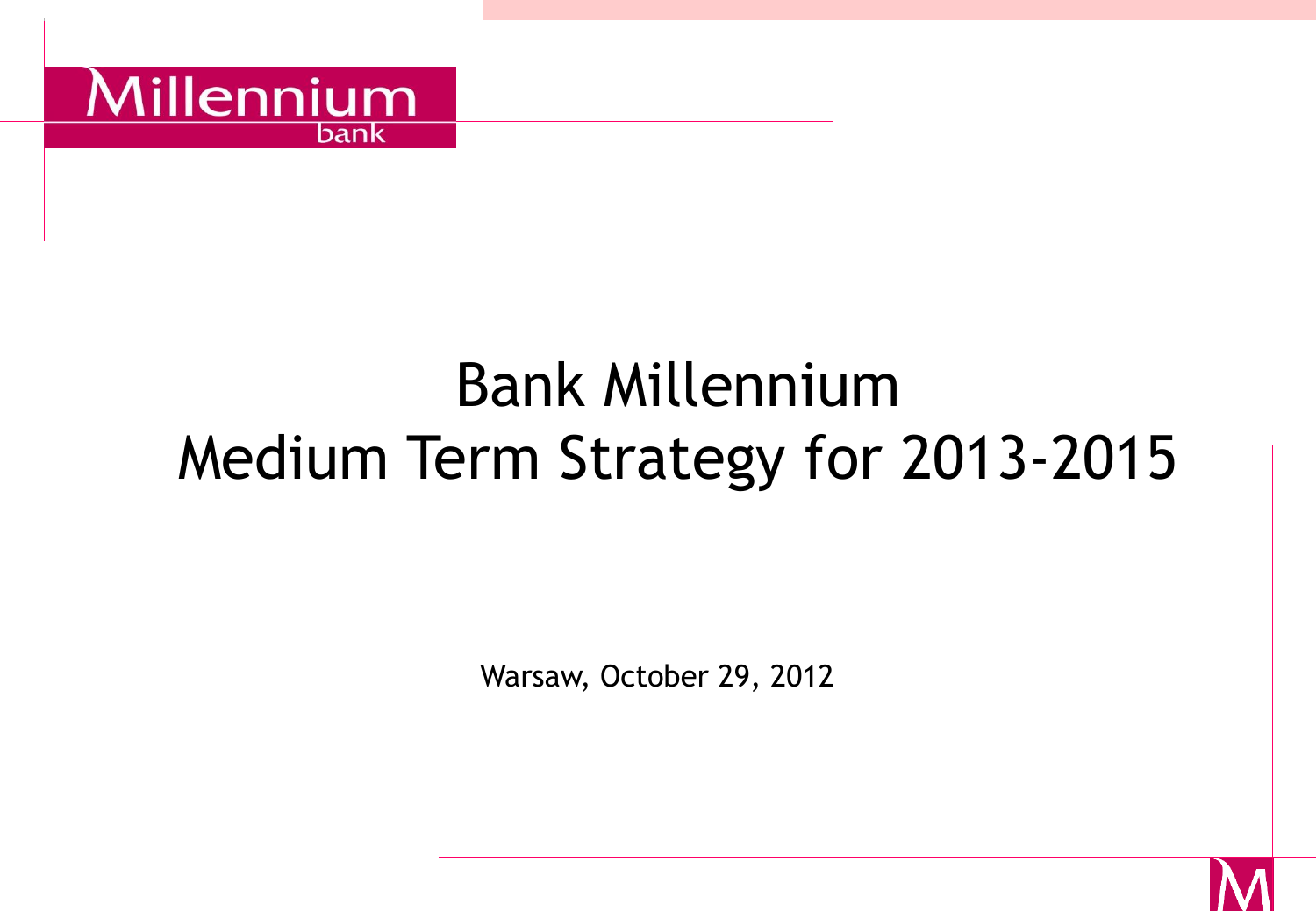Millennium bank

# Bank Millennium Medium Term Strategy for 2013-2015

Warsaw, October 29, 2012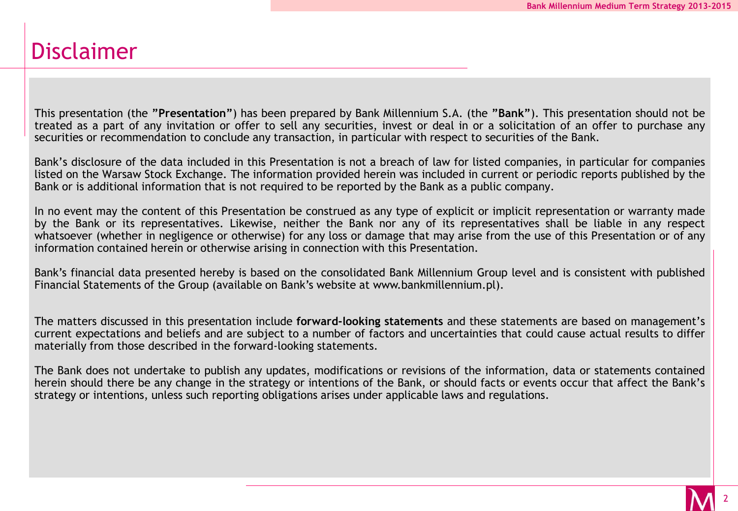# Disclaimer

This presentation (the **"Presentation"**) has been prepared by Bank Millennium S.A. (the **"Bank"**). This presentation should not be treated as a part of any invitation or offer to sell any securities, invest or deal in or a solicitation of an offer to purchase any securities or recommendation to conclude any transaction, in particular with respect to securities of the Bank.

Bank's disclosure of the data included in this Presentation is not a breach of law for listed companies, in particular for companies listed on the Warsaw Stock Exchange. The information provided herein was included in current or periodic reports published by the Bank or is additional information that is not required to be reported by the Bank as a public company.

In no event may the content of this Presentation be construed as any type of explicit or implicit representation or warranty made by the Bank or its representatives. Likewise, neither the Bank nor any of its representatives shall be liable in any respect whatsoever (whether in negligence or otherwise) for any loss or damage that may arise from the use of this Presentation or of any information contained herein or otherwise arising in connection with this Presentation.

Bank's financial data presented hereby is based on the consolidated Bank Millennium Group level and is consistent with published Financial Statements of the Group (available on Bank's website at www.bankmillennium.pl).

The matters discussed in this presentation include **forward-looking statements** and these statements are based on management's current expectations and beliefs and are subject to a number of factors and uncertainties that could cause actual results to differ materially from those described in the forward-looking statements.

The Bank does not undertake to publish any updates, modifications or revisions of the information, data or statements contained herein should there be any change in the strategy or intentions of the Bank, or should facts or events occur that affect the Bank's strategy or intentions, unless such reporting obligations arises under applicable laws and regulations.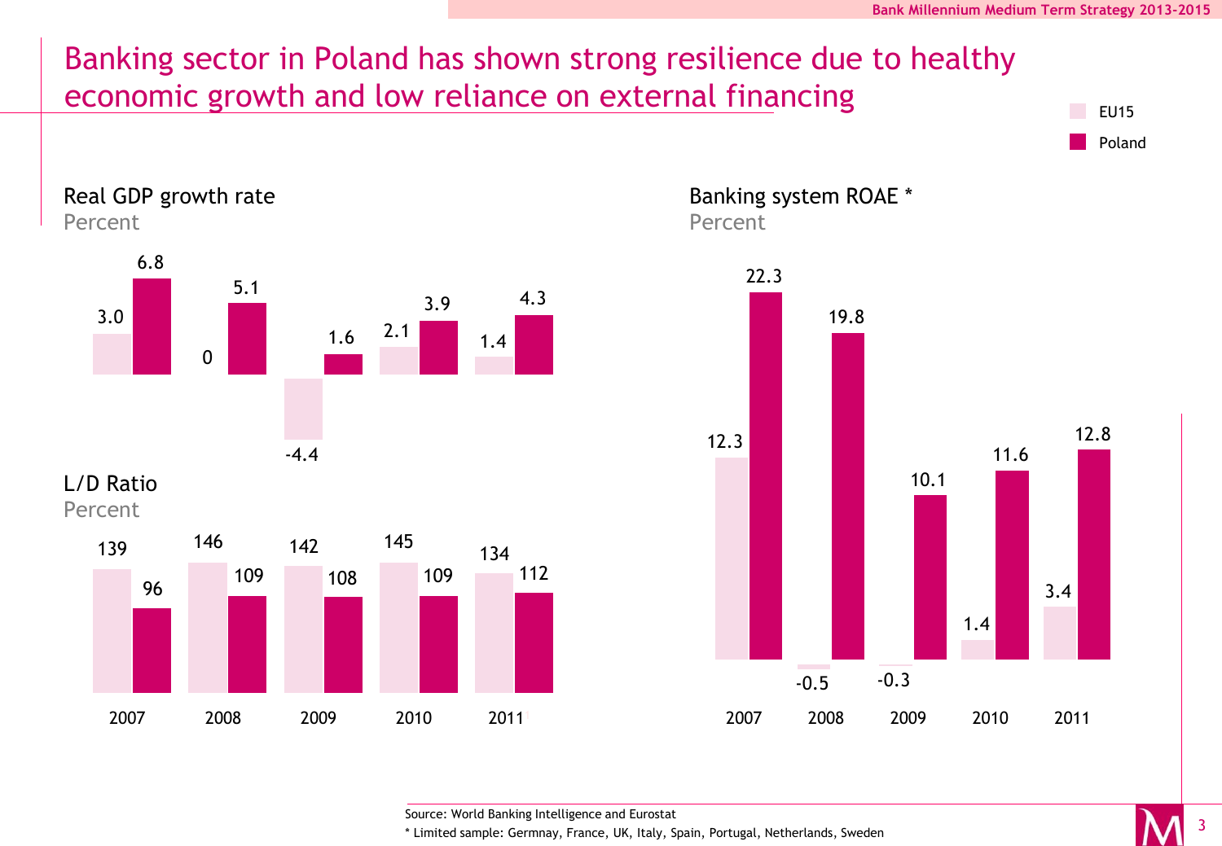# Banking sector in Poland has shown strong resilience due to healthy economic growth and low reliance on external financing

## Real GDP growth rate

Percent

| Year | EU15 | Poland |
|---|---|---|
| 2007 | 3.0 | 6.8 |
| 2008 | 0 | 5.1 |
| 2009 | -4.4 | 1.6 |
| 2010 | 2.1 | 3.9 |
| 2011 | 1.4 | 4.3 |

## L/D Ratio

Percent

| Year | EU15 | Poland |
|---|---|---|
| 2007 | 139 | 96 |
| 2008 | 146 | 109 |
| 2009 | 142 | 108 |
| 2010 | 145 | 109 |
| 2011 | 134 | 112 |

## Banking system ROAE *

Percent

| Year | EU15 | Poland |
|---|---|---|
| 2007 | 12.3 | 22.3 |
| 2008 | -0.5 | 19.8 |
| 2009 | -0.3 | 10.1 |
| 2010 | 1.4 | 11.6 |
| 2011 | 3.4 | 12.8 |

Source: World Banking Intelligence and Eurostat

* Limited sample: Germnay, France, UK, Italy, Spain, Portugal, Netherlands, Sweden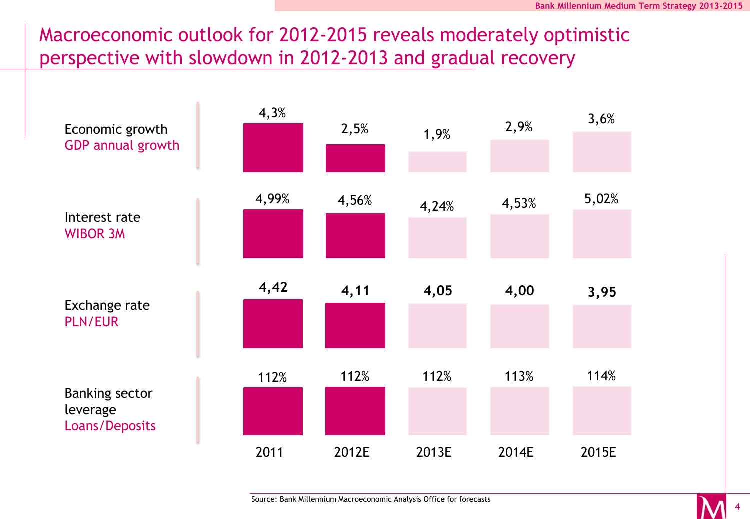# Macroeconomic outlook for 2012-2015 reveals moderately optimistic perspective with slowdown in 2012-2013 and gradual recovery

| | 2011 | 2012E | 2013E | 2014E | 2015E |
|---|---|---|---|---|---|
| Economic growth<br>GDP annual growth | 4,3% | 2,5% | 1,9% | 2,9% | 3,6% |
| Interest rate<br>WIBOR 3M | 4,99% | 4,56% | 4,24% | 4,53% | 5,02% |
| Exchange rate<br>PLN/EUR | **4,42** | **4,11** | **4,05** | **4,00** | **3,95** |
| Banking sector leverage<br>Loans/Deposits | 112% | 112% | 112% | 113% | 114% |

Source: Bank Millennium Macroeconomic Analysis Office for forecasts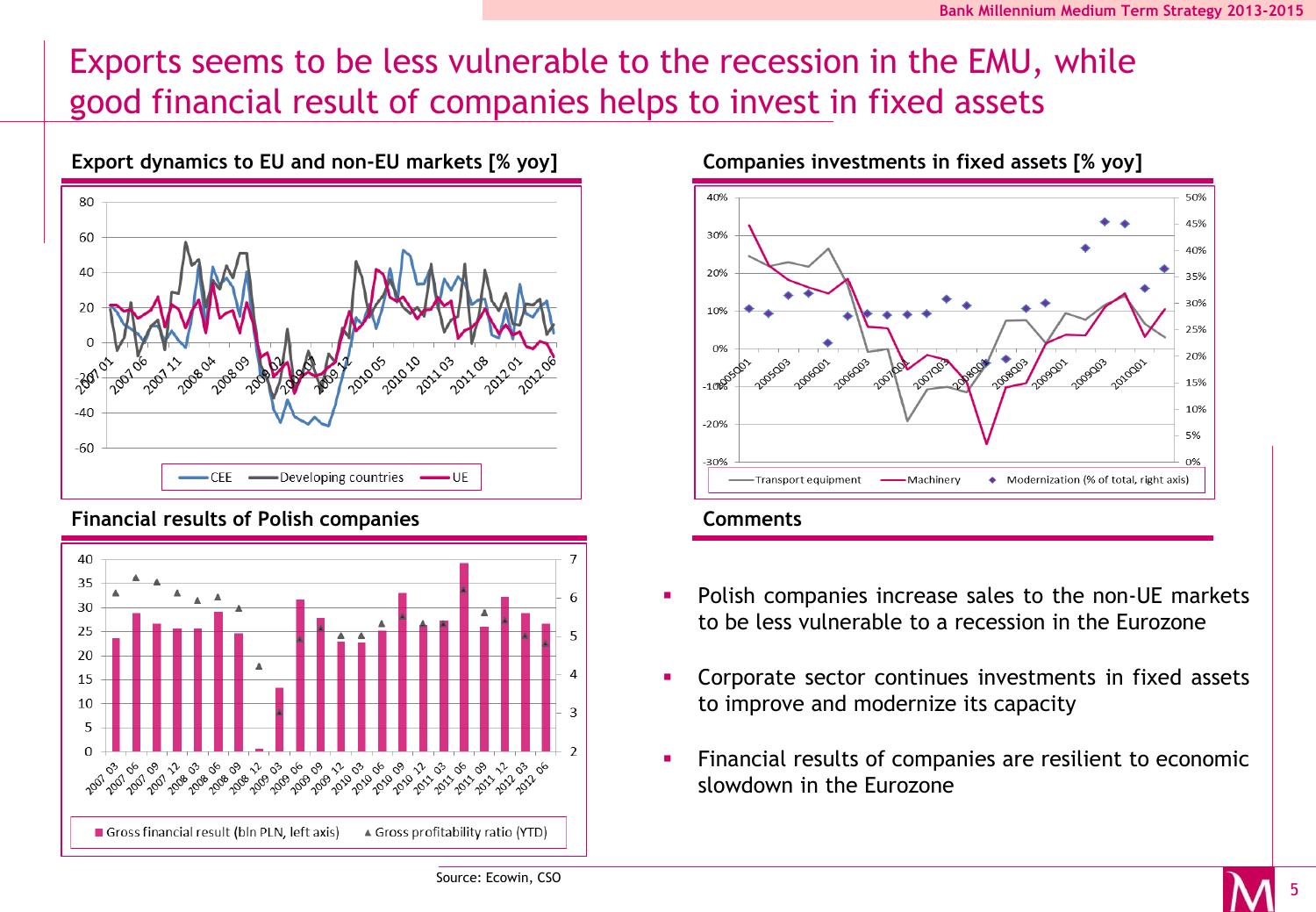# Exports seems to be less vulnerable to the recession in the EMU, while good financial result of companies helps to invest in fixed assets

### Export dynamics to EU and non-EU markets [% yoy]

### Companies investments in fixed assets [% yoy]

### Financial results of Polish companies

### Comments

- Polish companies increase sales to the non-UE markets to be less vulnerable to a recession in the Eurozone
- Corporate sector continues investments in fixed assets to improve and modernize its capacity
- Financial results of companies are resilient to economic slowdown in the Eurozone

Source: Ecowin, CSO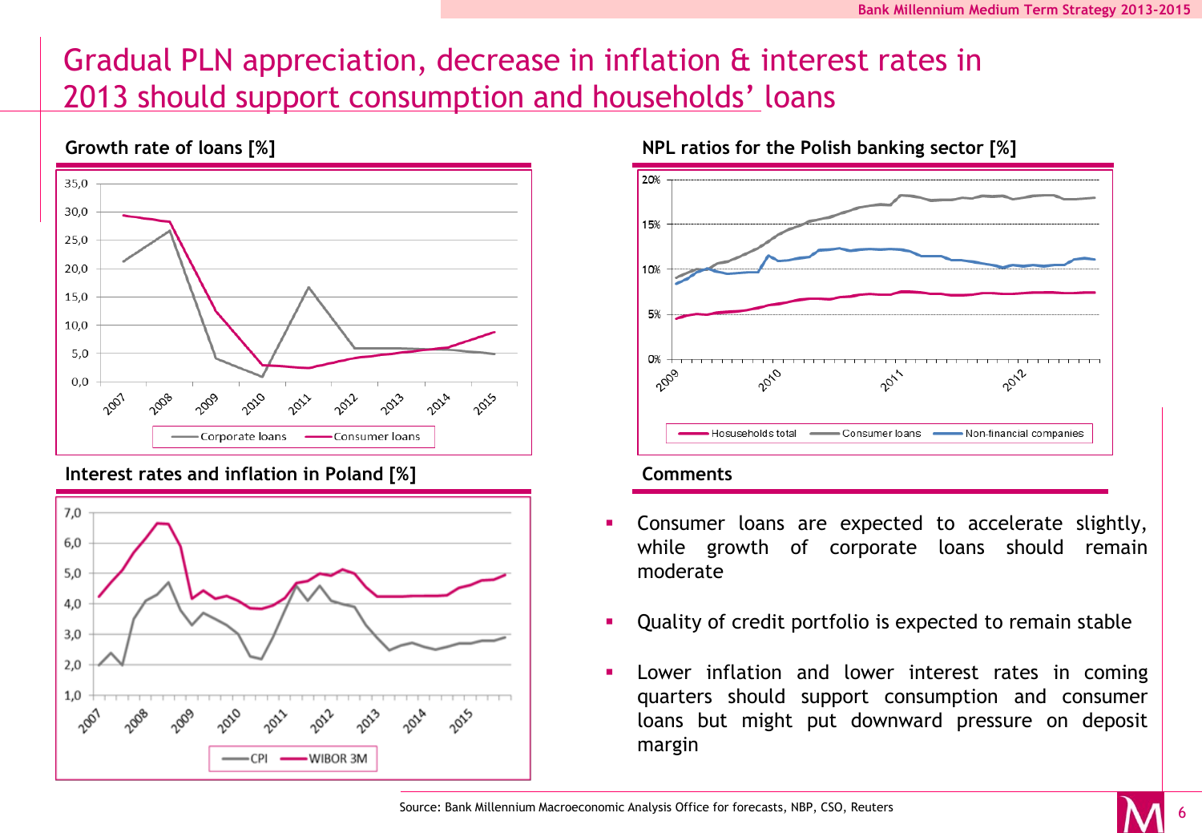# Gradual PLN appreciation, decrease in inflation & interest rates in 2013 should support consumption and households' loans

### Growth rate of loans [%]

### NPL ratios for the Polish banking sector [%]

### Interest rates and inflation in Poland [%]

### Comments

- Consumer loans are expected to accelerate slightly, while growth of corporate loans should remain moderate
- Quality of credit portfolio is expected to remain stable
- Lower inflation and lower interest rates in coming quarters should support consumption and consumer loans but might put downward pressure on deposit margin

Source: Bank Millennium Macroeconomic Analysis Office for forecasts, NBP, CSO, Reuters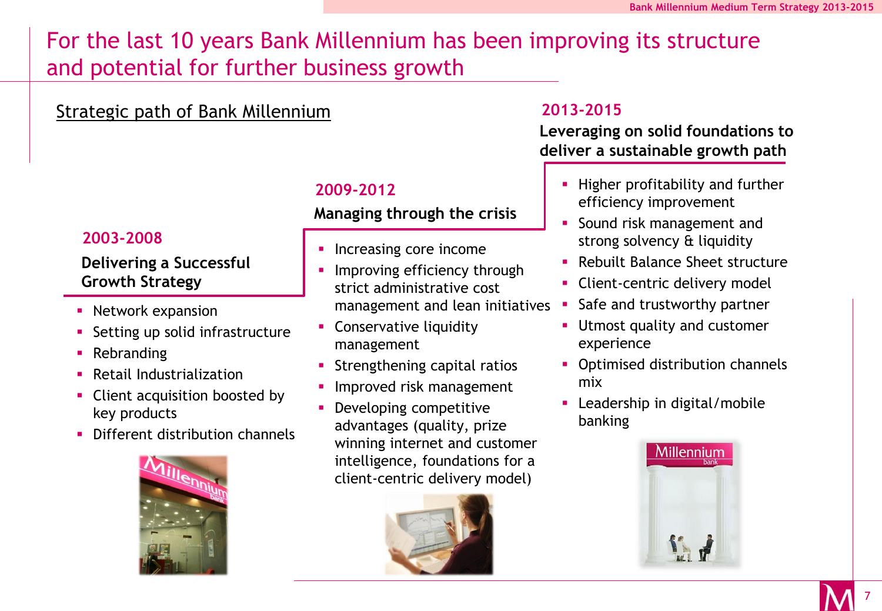# For the last 10 years Bank Millennium has been improving its structure and potential for further business growth

Strategic path of Bank Millennium

## 2003-2008

**Delivering a Successful Growth Strategy**

- Network expansion
- Setting up solid infrastructure
- Rebranding
- Retail Industrialization
- Client acquisition boosted by key products
- Different distribution channels

## 2009-2012

**Managing through the crisis**

- Increasing core income
- Improving efficiency through strict administrative cost management and lean initiatives
- Conservative liquidity management
- Strengthening capital ratios
- Improved risk management
- Developing competitive advantages (quality, prize winning internet and customer intelligence, foundations for a client-centric delivery model)

## 2013-2015

**Leveraging on solid foundations to deliver a sustainable growth path**

- Higher profitability and further efficiency improvement
- Sound risk management and strong solvency & liquidity
- Rebuilt Balance Sheet structure
- Client-centric delivery model
- Safe and trustworthy partner
- Utmost quality and customer experience
- Optimised distribution channels mix
- Leadership in digital/mobile banking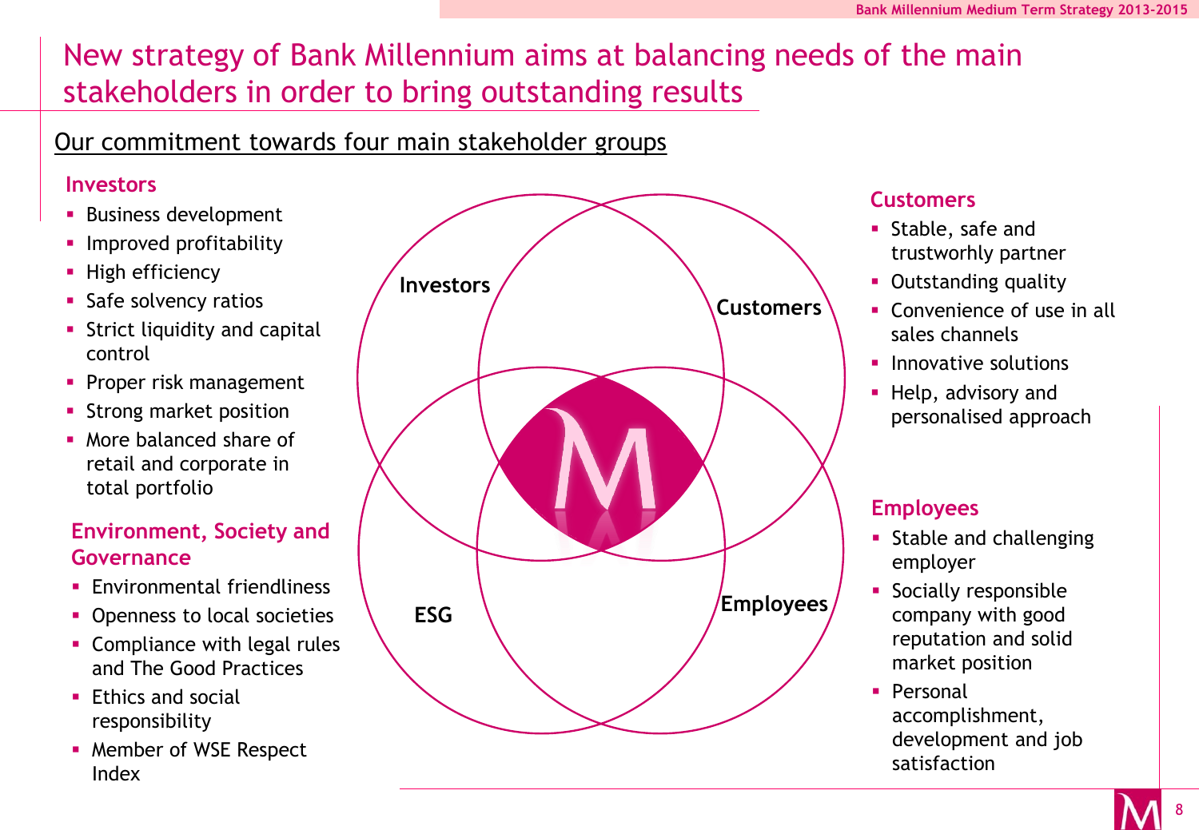# New strategy of Bank Millennium aims at balancing needs of the main stakeholders in order to bring outstanding results

## Our commitment towards four main stakeholder groups

### Investors

- Business development
- Improved profitability
- High efficiency
- Safe solvency ratios
- Strict liquidity and capital control
- Proper risk management
- Strong market position
- More balanced share of retail and corporate in total portfolio

### Environment, Society and Governance

- Environmental friendliness
- Openness to local societies
- Compliance with legal rules and The Good Practices
- Ethics and social responsibility
- Member of WSE Respect Index

Investors

Customers

ESG

Employees

### Customers

- Stable, safe and trustworhly partner
- Outstanding quality
- Convenience of use in all sales channels
- Innovative solutions
- Help, advisory and personalised approach

### Employees

- Stable and challenging employer
- Socially responsible company with good reputation and solid market position
- Personal accomplishment, development and job satisfaction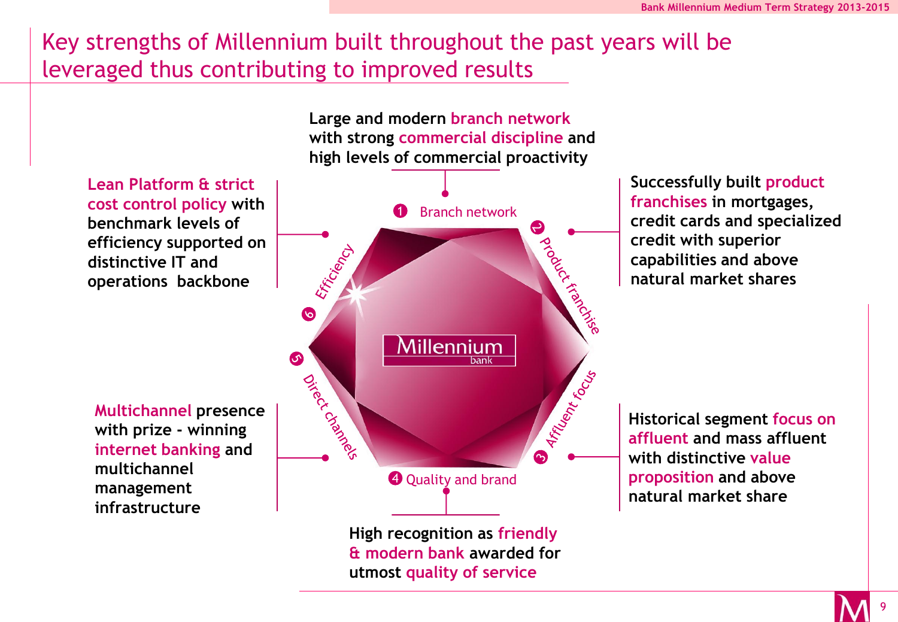# Key strengths of Millennium built throughout the past years will be leveraged thus contributing to improved results

**1 Branch network**

Large and modern branch network with strong commercial discipline and high levels of commercial proactivity

**2 Product franchise**

Successfully built product franchises in mortgages, credit cards and specialized credit with superior capabilities and above natural market shares

**3 Affluent focus**

Historical segment focus on affluent and mass affluent with distinctive value proposition and above natural market share

**4 Quality and brand**

High recognition as friendly & modern bank awarded for utmost quality of service

**5 Direct channels**

Multichannel presence with prize - winning internet banking and multichannel management infrastructure

**6 Efficiency**

Lean Platform & strict cost control policy with benchmark levels of efficiency supported on distinctive IT and operations backbone

Millennium bank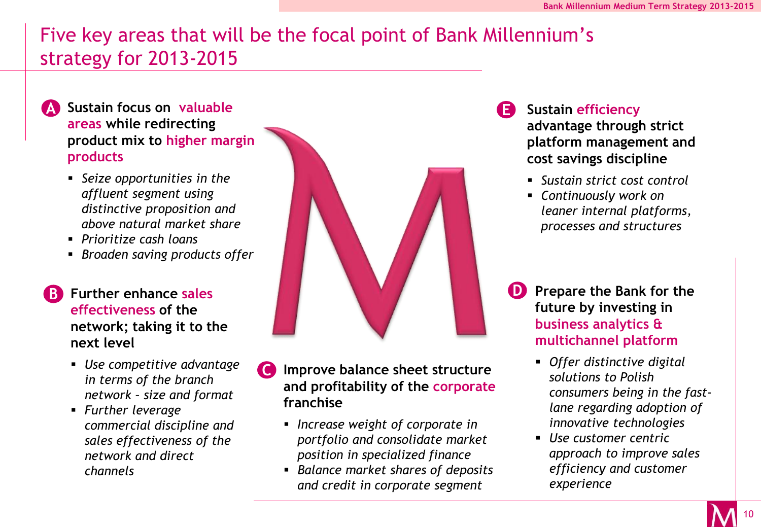# Five key areas that will be the focal point of Bank Millennium's strategy for 2013-2015

### A. Sustain focus on valuable areas while redirecting product mix to higher margin products

- *Seize opportunities in the affluent segment using distinctive proposition and above natural market share*
- *Prioritize cash loans*
- *Broaden saving products offer*

### B. Further enhance sales effectiveness of the network; taking it to the next level

- *Use competitive advantage in terms of the branch network – size and format*
- *Further leverage commercial discipline and sales effectiveness of the network and direct channels*

### C. Improve balance sheet structure and profitability of the corporate franchise

- *Increase weight of corporate in portfolio and consolidate market position in specialized finance*
- *Balance market shares of deposits and credit in corporate segment*

### D. Prepare the Bank for the future by investing in business analytics & multichannel platform

- *Offer distinctive digital solutions to Polish consumers being in the fast-lane regarding adoption of innovative technologies*
- *Use customer centric approach to improve sales efficiency and customer experience*

### E. Sustain efficiency advantage through strict platform management and cost savings discipline

- *Sustain strict cost control*
- *Continuously work on leaner internal platforms, processes and structures*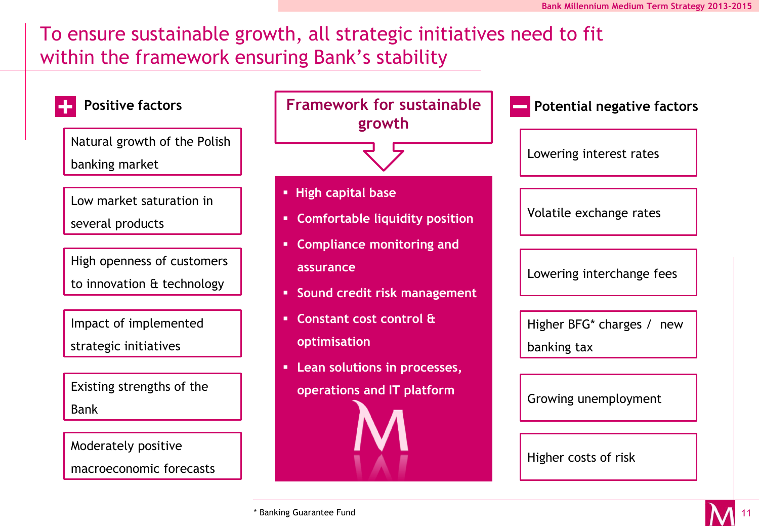# To ensure sustainable growth, all strategic initiatives need to fit within the framework ensuring Bank's stability

## Positive factors

- Natural growth of the Polish banking market
- Low market saturation in several products
- High openness of customers to innovation & technology
- Impact of implemented strategic initiatives
- Existing strengths of the Bank
- Moderately positive macroeconomic forecasts

## Framework for sustainable growth

- High capital base
- Comfortable liquidity position
- Compliance monitoring and assurance
- Sound credit risk management
- Constant cost control & optimisation
- Lean solutions in processes, operations and IT platform

## Potential negative factors

- Lowering interest rates
- Volatile exchange rates
- Lowering interchange fees
- Higher BFG* charges / new banking tax
- Growing unemployment
- Higher costs of risk

\* Banking Guarantee Fund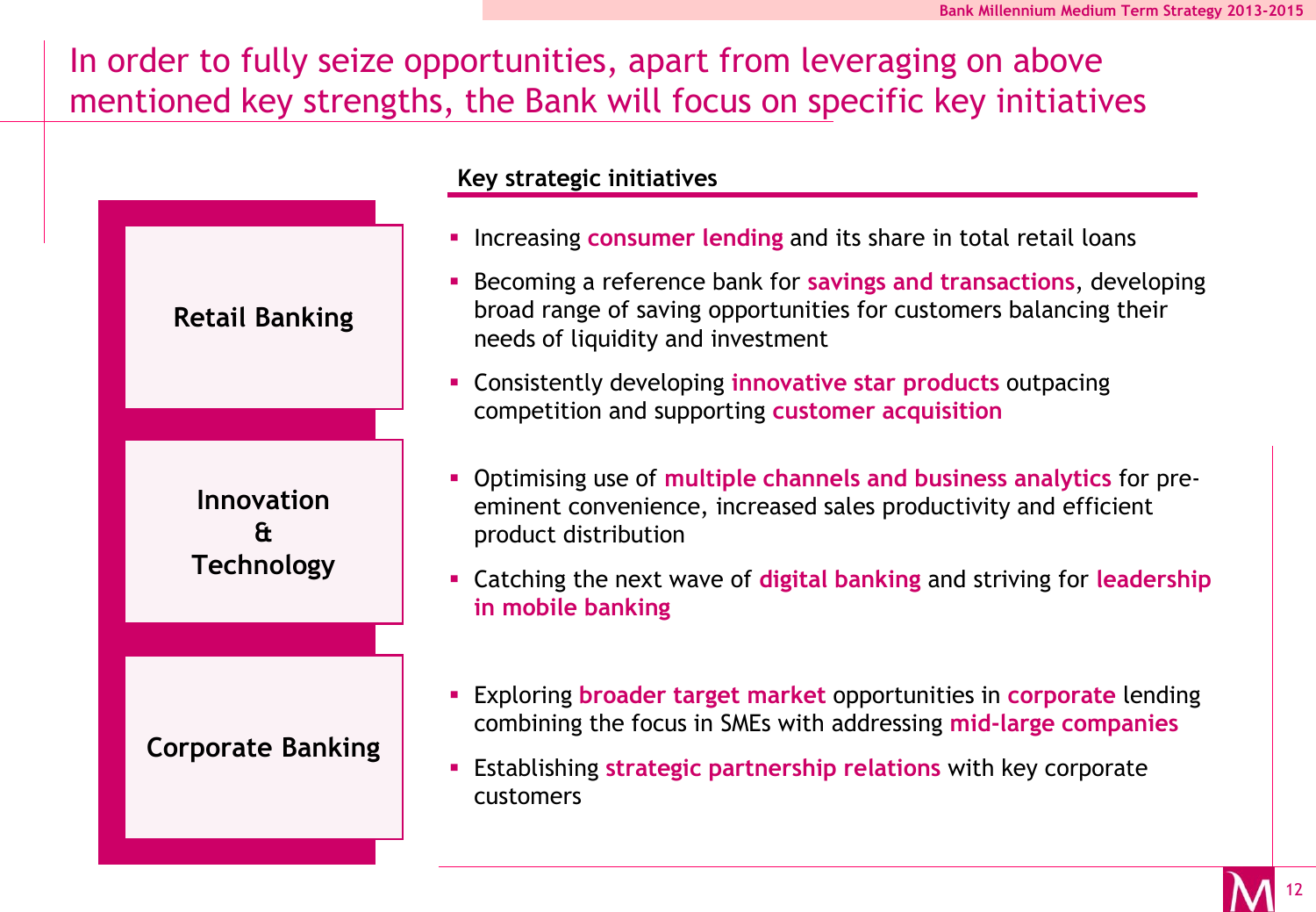# In order to fully seize opportunities, apart from leveraging on above mentioned key strengths, the Bank will focus on specific key initiatives

| | Key strategic initiatives |
|---|---|
| **Retail Banking** | - Increasing **consumer lending** and its share in total retail loans<br>- Becoming a reference bank for **savings and transactions**, developing broad range of saving opportunities for customers balancing their needs of liquidity and investment<br>- Consistently developing **innovative star products** outpacing competition and supporting **customer acquisition** |
| **Innovation & Technology** | - Optimising use of **multiple channels and business analytics** for pre-eminent convenience, increased sales productivity and efficient product distribution<br>- Catching the next wave of **digital banking** and striving for **leadership in mobile banking** |
| **Corporate Banking** | - Exploring **broader target market** opportunities in **corporate** lending combining the focus in SMEs with addressing **mid-large companies**<br>- Establishing **strategic partnership relations** with key corporate customers |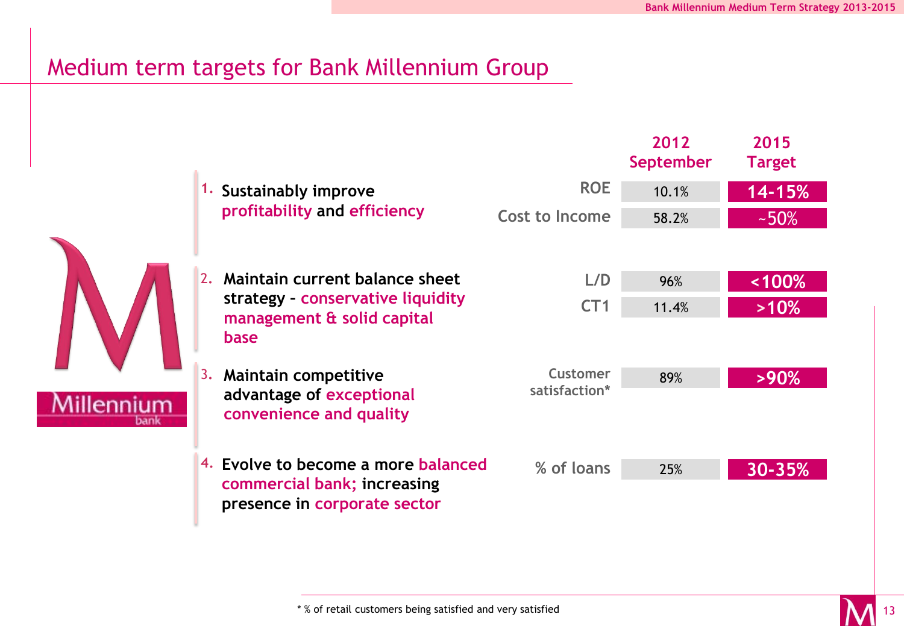# Medium term targets for Bank Millennium Group

| Objective | Metric | 2012 September | 2015 Target |
|---|---|---|---|
| 1. Sustainably improve profitability and efficiency | ROE | 10.1% | 14-15% |
| | Cost to Income | 58.2% | ~50% |
| 2. Maintain current balance sheet strategy – conservative liquidity management & solid capital base | L/D | 96% | <100% |
| | CT1 | 11.4% | >10% |
| 3. Maintain competitive advantage of exceptional convenience and quality | Customer satisfaction* | 89% | >90% |
| 4. Evolve to become a more balanced commercial bank; increasing presence in corporate sector | % of loans | 25% | 30-35% |

\* % of retail customers being satisfied and very satisfied